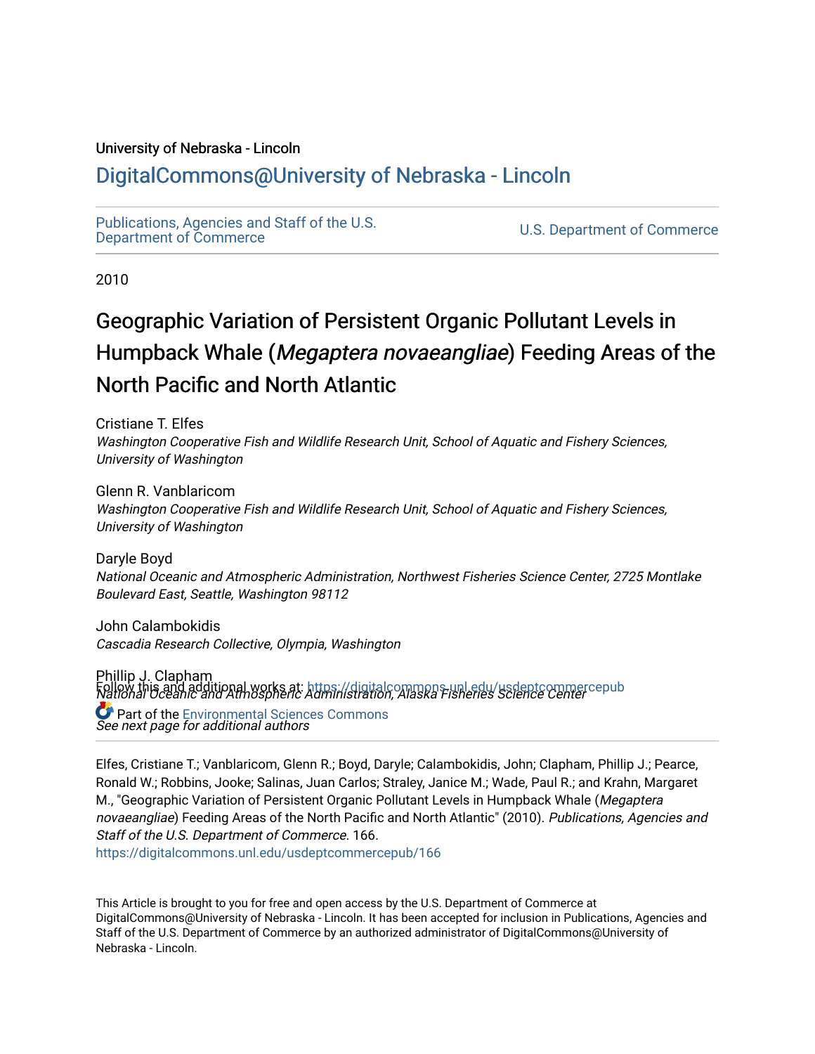University of Nebraska - Lincoln

## DigitalCommons@University of Nebraska - Lincoln

Publications, Agencies and Staff of the U.S. Department of Commerce

U.S. Department of Commerce

2010

# Geographic Variation of Persistent Organic Pollutant Levels in Humpback Whale (*Megaptera novaeangliae*) Feeding Areas of the North Pacific and North Atlantic

Cristiane T. Elfes
*Washington Cooperative Fish and Wildlife Research Unit, School of Aquatic and Fishery Sciences, University of Washington*

Glenn R. Vanblaricom
*Washington Cooperative Fish and Wildlife Research Unit, School of Aquatic and Fishery Sciences, University of Washington*

Daryle Boyd
*National Oceanic and Atmospheric Administration, Northwest Fisheries Science Center, 2725 Montlake Boulevard East, Seattle, Washington 98112*

John Calambokidis
*Cascadia Research Collective, Olympia, Washington*

Phillip J. Clapham
*National Oceanic and Atmospheric Administration, Alaska Fisheries Science Center*

*See next page for additional authors*

Follow this and additional works at: https://digitalcommons.unl.edu/usdeptcommercepub

Part of the Environmental Sciences Commons

Elfes, Cristiane T.; Vanblaricom, Glenn R.; Boyd, Daryle; Calambokidis, John; Clapham, Phillip J.; Pearce, Ronald W.; Robbins, Jooke; Salinas, Juan Carlos; Straley, Janice M.; Wade, Paul R.; and Krahn, Margaret M., "Geographic Variation of Persistent Organic Pollutant Levels in Humpback Whale (*Megaptera novaeangliae*) Feeding Areas of the North Pacific and North Atlantic" (2010). *Publications, Agencies and Staff of the U.S. Department of Commerce*. 166.
https://digitalcommons.unl.edu/usdeptcommercepub/166

This Article is brought to you for free and open access by the U.S. Department of Commerce at DigitalCommons@University of Nebraska - Lincoln. It has been accepted for inclusion in Publications, Agencies and Staff of the U.S. Department of Commerce by an authorized administrator of DigitalCommons@University of Nebraska - Lincoln.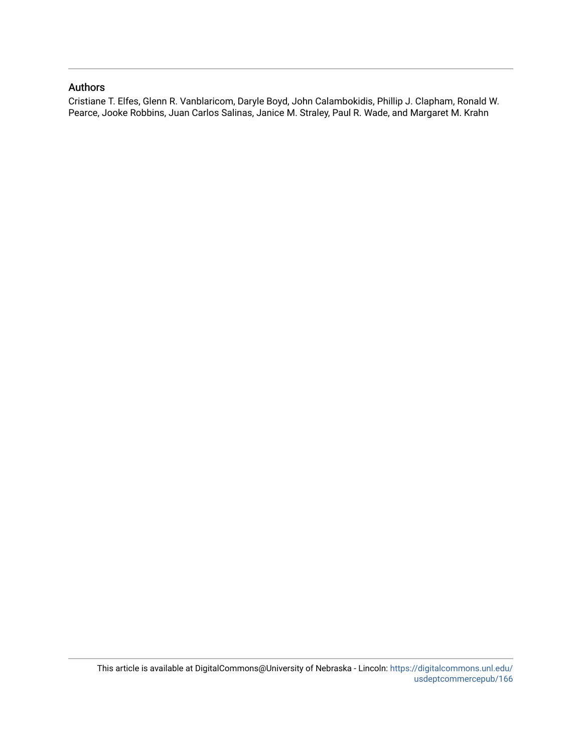## Authors

Cristiane T. Elfes, Glenn R. Vanblaricom, Daryle Boyd, John Calambokidis, Phillip J. Clapham, Ronald W. Pearce, Jooke Robbins, Juan Carlos Salinas, Janice M. Straley, Paul R. Wade, and Margaret M. Krahn

This article is available at DigitalCommons@University of Nebraska - Lincoln: https://digitalcommons.unl.edu/usdeptcommercepub/166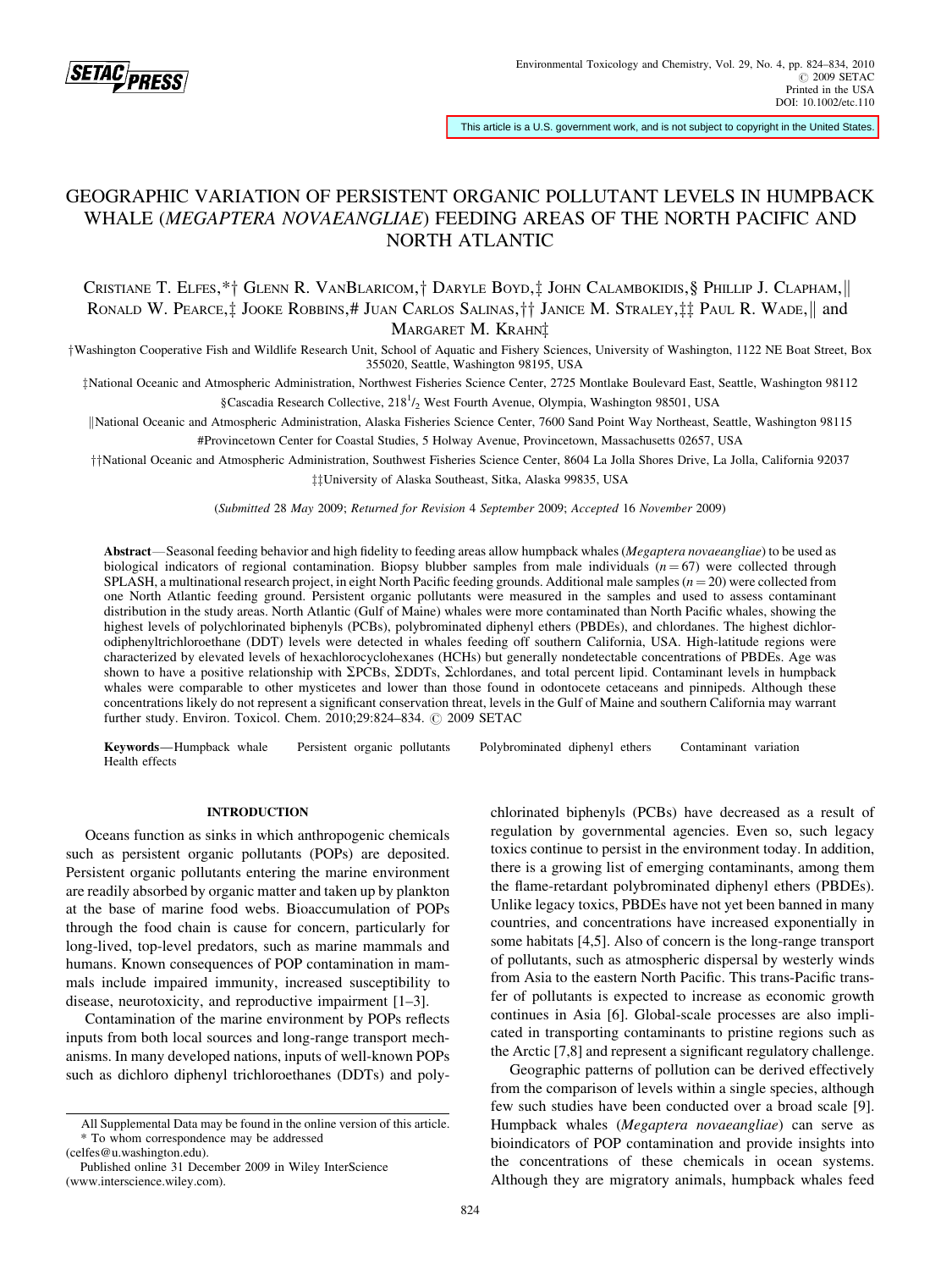This article is a U.S. government work, and is not subject to copyright in the United States.

# GEOGRAPHIC VARIATION OF PERSISTENT ORGANIC POLLUTANT LEVELS IN HUMPBACK WHALE (*MEGAPTERA NOVAEANGLIAE*) FEEDING AREAS OF THE NORTH PACIFIC AND NORTH ATLANTIC

CRISTIANE T. ELFES,*† GLENN R. VANBLARICOM,† DARYLE BOYD,‡ JOHN CALAMBOKIDIS,§ PHILLIP J. CLAPHAM,|| RONALD W. PEARCE,‡ JOOKE ROBBINS,# JUAN CARLOS SALINAS,†† JANICE M. STRALEY,‡‡ PAUL R. WADE,|| and MARGARET M. KRAHN‡

†Washington Cooperative Fish and Wildlife Research Unit, School of Aquatic and Fishery Sciences, University of Washington, 1122 NE Boat Street, Box 355020, Seattle, Washington 98195, USA

‡National Oceanic and Atmospheric Administration, Northwest Fisheries Science Center, 2725 Montlake Boulevard East, Seattle, Washington 98112

§Cascadia Research Collective, 218 1/2 West Fourth Avenue, Olympia, Washington 98501, USA

||National Oceanic and Atmospheric Administration, Alaska Fisheries Science Center, 7600 Sand Point Way Northeast, Seattle, Washington 98115

#Provincetown Center for Coastal Studies, 5 Holway Avenue, Provincetown, Massachusetts 02657, USA

††National Oceanic and Atmospheric Administration, Southwest Fisheries Science Center, 8604 La Jolla Shores Drive, La Jolla, California 92037

‡‡University of Alaska Southeast, Sitka, Alaska 99835, USA

(*Submitted* 28 *May* 2009; *Returned for Revision* 4 *September* 2009; *Accepted* 16 *November* 2009)

**Abstract**—Seasonal feeding behavior and high fidelity to feeding areas allow humpback whales (*Megaptera novaeangliae*) to be used as biological indicators of regional contamination. Biopsy blubber samples from male individuals ($n = 67$) were collected through SPLASH, a multinational research project, in eight North Pacific feeding grounds. Additional male samples ($n = 20$) were collected from one North Atlantic feeding ground. Persistent organic pollutants were measured in the samples and used to assess contaminant distribution in the study areas. North Atlantic (Gulf of Maine) whales were more contaminated than North Pacific whales, showing the highest levels of polychlorinated biphenyls (PCBs), polybrominated diphenyl ethers (PBDEs), and chlordanes. The highest dichlorodiphenyltrichloroethane (DDT) levels were detected in whales feeding off southern California, USA. High-latitude regions were characterized by elevated levels of hexachlorocyclohexanes (HCHs) but generally nondetectable concentrations of PBDEs. Age was shown to have a positive relationship with ΣPCBs, ΣDDTs, Σchlordanes, and total percent lipid. Contaminant levels in humpback whales were comparable to other mysticetes and lower than those found in odontocete cetaceans and pinnipeds. Although these concentrations likely do not represent a significant conservation threat, levels in the Gulf of Maine and southern California may warrant further study. Environ. Toxicol. Chem. 2010;29:824–834. © 2009 SETAC

**Keywords**—Humpback whale Persistent organic pollutants Polybrominated diphenyl ethers Contaminant variation Health effects

## INTRODUCTION

Oceans function as sinks in which anthropogenic chemicals such as persistent organic pollutants (POPs) are deposited. Persistent organic pollutants entering the marine environment are readily absorbed by organic matter and taken up by plankton at the base of marine food webs. Bioaccumulation of POPs through the food chain is cause for concern, particularly for long-lived, top-level predators, such as marine mammals and humans. Known consequences of POP contamination in mammals include impaired immunity, increased susceptibility to disease, neurotoxicity, and reproductive impairment [1–3].

Contamination of the marine environment by POPs reflects inputs from both local sources and long-range transport mechanisms. In many developed nations, inputs of well-known POPs such as dichloro diphenyl trichloroethanes (DDTs) and polychlorinated biphenyls (PCBs) have decreased as a result of regulation by governmental agencies. Even so, such legacy toxics continue to persist in the environment today. In addition, there is a growing list of emerging contaminants, among them the flame-retardant polybrominated diphenyl ethers (PBDEs). Unlike legacy toxics, PBDEs have not yet been banned in many countries, and concentrations have increased exponentially in some habitats [4,5]. Also of concern is the long-range transport of pollutants, such as atmospheric dispersal by westerly winds from Asia to the eastern North Pacific. This trans-Pacific transfer of pollutants is expected to increase as economic growth continues in Asia [6]. Global-scale processes are also implicated in transporting contaminants to pristine regions such as the Arctic [7,8] and represent a significant regulatory challenge.

Geographic patterns of pollution can be derived effectively from the comparison of levels within a single species, although few such studies have been conducted over a broad scale [9]. Humpback whales (*Megaptera novaeangliae*) can serve as bioindicators of POP contamination and provide insights into the concentrations of these chemicals in ocean systems. Although they are migratory animals, humpback whales feed

All Supplemental Data may be found in the online version of this article.
* To whom correspondence may be addressed (celfes@u.washington.edu).
Published online 31 December 2009 in Wiley InterScience (www.interscience.wiley.com).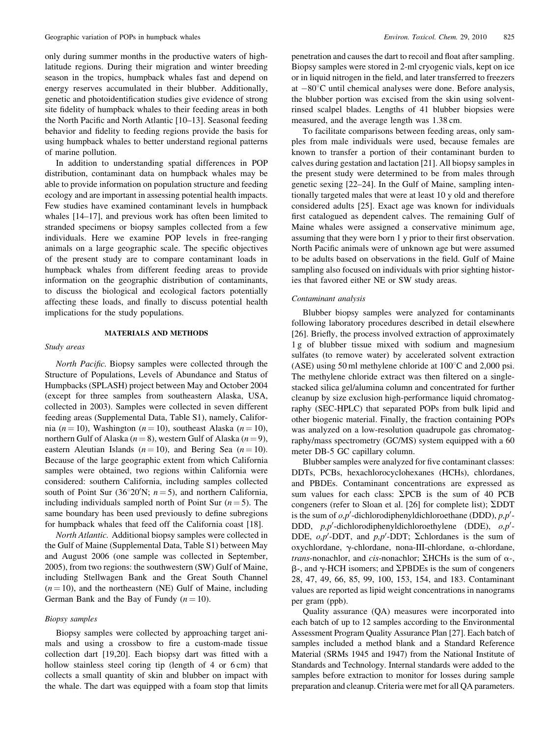only during summer months in the productive waters of high-latitude regions. During their migration and winter breeding season in the tropics, humpback whales fast and depend on energy reserves accumulated in their blubber. Additionally, genetic and photoidentification studies give evidence of strong site fidelity of humpback whales to their feeding areas in both the North Pacific and North Atlantic [10–13]. Seasonal feeding behavior and fidelity to feeding regions provide the basis for using humpback whales to better understand regional patterns of marine pollution.

In addition to understanding spatial differences in POP distribution, contaminant data on humpback whales may be able to provide information on population structure and feeding ecology and are important in assessing potential health impacts. Few studies have examined contaminant levels in humpback whales [14–17], and previous work has often been limited to stranded specimens or biopsy samples collected from a few individuals. Here we examine POP levels in free-ranging animals on a large geographic scale. The specific objectives of the present study are to compare contaminant loads in humpback whales from different feeding areas to provide information on the geographic distribution of contaminants, to discuss the biological and ecological factors potentially affecting these loads, and finally to discuss potential health implications for the study populations.

## MATERIALS AND METHODS

### Study areas

*North Pacific.* Biopsy samples were collected through the Structure of Populations, Levels of Abundance and Status of Humpbacks (SPLASH) project between May and October 2004 (except for three samples from southeastern Alaska, USA, collected in 2003). Samples were collected in seven different feeding areas (Supplemental Data, Table S1), namely, California ($n = 10$), Washington ($n = 10$), southeast Alaska ($n = 10$), northern Gulf of Alaska ($n = 8$), western Gulf of Alaska ($n = 9$), eastern Aleutian Islands ($n = 10$), and Bering Sea ($n = 10$). Because of the large geographic extent from which California samples were obtained, two regions within California were considered: southern California, including samples collected south of Point Sur (36°20′N; $n = 5$), and northern California, including individuals sampled north of Point Sur ($n = 5$). The same boundary has been used previously to define subregions for humpback whales that feed off the California coast [18].

*North Atlantic.* Additional biopsy samples were collected in the Gulf of Maine (Supplemental Data, Table S1) between May and August 2006 (one sample was collected in September, 2005), from two regions: the southwestern (SW) Gulf of Maine, including Stellwagen Bank and the Great South Channel ($n = 10$), and the northeastern (NE) Gulf of Maine, including German Bank and the Bay of Fundy ($n = 10$).

### Biopsy samples

Biopsy samples were collected by approaching target animals and using a crossbow to fire a custom-made tissue collection dart [19,20]. Each biopsy dart was fitted with a hollow stainless steel coring tip (length of 4 or 6 cm) that collects a small quantity of skin and blubber on impact with the whale. The dart was equipped with a foam stop that limits penetration and causes the dart to recoil and float after sampling. Biopsy samples were stored in 2-ml cryogenic vials, kept on ice or in liquid nitrogen in the field, and later transferred to freezers at −80°C until chemical analyses were done. Before analysis, the blubber portion was excised from the skin using solvent-rinsed scalpel blades. Lengths of 41 blubber biopsies were measured, and the average length was 1.38 cm.

To facilitate comparisons between feeding areas, only samples from male individuals were used, because females are known to transfer a portion of their contaminant burden to calves during gestation and lactation [21]. All biopsy samples in the present study were determined to be from males through genetic sexing [22–24]. In the Gulf of Maine, sampling intentionally targeted males that were at least 10 y old and therefore considered adults [25]. Exact age was known for individuals first catalogued as dependent calves. The remaining Gulf of Maine whales were assigned a conservative minimum age, assuming that they were born 1 y prior to their first observation. North Pacific animals were of unknown age but were assumed to be adults based on observations in the field. Gulf of Maine sampling also focused on individuals with prior sighting histories that favored either NE or SW study areas.

### Contaminant analysis

Blubber biopsy samples were analyzed for contaminants following laboratory procedures described in detail elsewhere [26]. Briefly, the process involved extraction of approximately 1 g of blubber tissue mixed with sodium and magnesium sulfates (to remove water) by accelerated solvent extraction (ASE) using 50 ml methylene chloride at 100°C and 2,000 psi. The methylene chloride extract was then filtered on a single-stacked silica gel/alumina column and concentrated for further cleanup by size exclusion high-performance liquid chromatography (SEC-HPLC) that separated POPs from bulk lipid and other biogenic material. Finally, the fraction containing POPs was analyzed on a low-resolution quadrupole gas chromatography/mass spectrometry (GC/MS) system equipped with a 60 meter DB-5 GC capillary column.

Blubber samples were analyzed for five contaminant classes: DDTs, PCBs, hexachlorocyclohexanes (HCHs), chlordanes, and PBDEs. Contaminant concentrations are expressed as sum values for each class: ΣPCB is the sum of 40 PCB congeners (refer to Sloan et al. [26] for complete list); ΣDDT is the sum of *o,p*′-dichlorodiphenyldichloroethane (DDD), *p,p*′-DDD, *p,p*′-dichlorodiphenyldichloroethylene (DDE), *o,p*′-DDE, *o,p*′-DDT, and *p,p*′-DDT; Σchlordanes is the sum of oxychlordane, γ-chlordane, nona-III-chlordane, α-chlordane, *trans*-nonachlor, and *cis*-nonachlor; ΣHCHs is the sum of α-, β-, and γ-HCH isomers; and ΣPBDEs is the sum of congeners 28, 47, 49, 66, 85, 99, 100, 153, 154, and 183. Contaminant values are reported as lipid weight concentrations in nanograms per gram (ppb).

Quality assurance (QA) measures were incorporated into each batch of up to 12 samples according to the Environmental Assessment Program Quality Assurance Plan [27]. Each batch of samples included a method blank and a Standard Reference Material (SRMs 1945 and 1947) from the National Institute of Standards and Technology. Internal standards were added to the samples before extraction to monitor for losses during sample preparation and cleanup. Criteria were met for all QA parameters.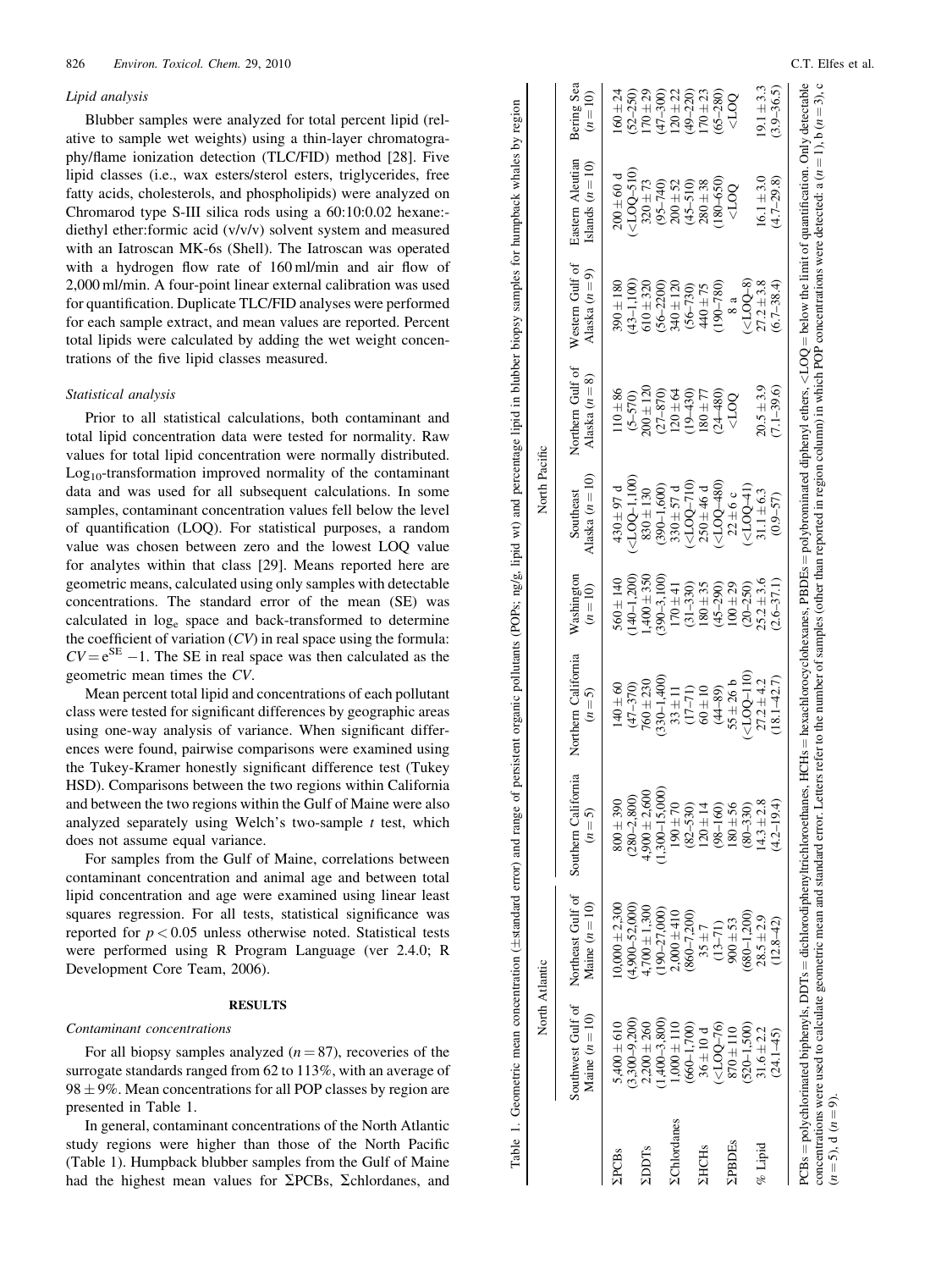### Lipid analysis

Blubber samples were analyzed for total percent lipid (relative to sample wet weights) using a thin-layer chromatography/flame ionization detection (TLC/FID) method [28]. Five lipid classes (i.e., wax esters/sterol esters, triglycerides, free fatty acids, cholesterols, and phospholipids) were analyzed on Chromarod type S-III silica rods using a 60:10:0.02 hexane:-diethyl ether:formic acid (v/v/v) solvent system and measured with an Iatroscan MK-6s (Shell). The Iatroscan was operated with a hydrogen flow rate of 160 ml/min and air flow of 2,000 ml/min. A four-point linear external calibration was used for quantification. Duplicate TLC/FID analyses were performed for each sample extract, and mean values are reported. Percent total lipids were calculated by adding the wet weight concentrations of the five lipid classes measured.

### Statistical analysis

Prior to all statistical calculations, both contaminant and total lipid concentration data were tested for normality. Raw values for total lipid concentration were normally distributed. $\text{Log}_{10}$-transformation improved normality of the contaminant data and was used for all subsequent calculations. In some samples, contaminant concentration values fell below the level of quantification (LOQ). For statistical purposes, a random value was chosen between zero and the lowest LOQ value for analytes within that class [29]. Means reported here are geometric means, calculated using only samples with detectable concentrations. The standard error of the mean (SE) was calculated in $\log_e$ space and back-transformed to determine the coefficient of variation ($CV$) in real space using the formula: $CV = e^{SE} - 1$. The SE in real space was then calculated as the geometric mean times the $CV$.

Mean percent total lipid and concentrations of each pollutant class were tested for significant differences by geographic areas using one-way analysis of variance. When significant differences were found, pairwise comparisons were examined using the Tukey-Kramer honestly significant difference test (Tukey HSD). Comparisons between the two regions within California and between the two regions within the Gulf of Maine were also analyzed separately using Welch's two-sample $t$ test, which does not assume equal variance.

For samples from the Gulf of Maine, correlations between contaminant concentration and animal age and between total lipid concentration and age were examined using linear least squares regression. For all tests, statistical significance was reported for $p < 0.05$ unless otherwise noted. Statistical tests were performed using R Program Language (ver 2.4.0; R Development Core Team, 2006).

## RESULTS

### Contaminant concentrations

For all biopsy samples analyzed ($n = 87$), recoveries of the surrogate standards ranged from 62 to 113%, with an average of $98 \pm 9\%$. Mean concentrations for all POP classes by region are presented in Table 1.

In general, contaminant concentrations of the North Atlantic study regions were higher than those of the North Pacific (Table 1). Humpback blubber samples from the Gulf of Maine had the highest mean values for ΣPCBs, Σchlordanes, and

Table 1. Geometric mean concentration (±standard error) and range of persistent organic pollutants (POPs; ng/g, lipid wt) and percentage lipid in blubber biopsy samples for humpback whales by region

| | North Atlantic | | North Pacific | | | | | | | |
|---|---|---|---|---|---|---|---|---|---|---|
| | Southwest Gulf of Maine ($n = 10$) | Northeast Gulf of Maine ($n = 10$) | Southern California ($n = 5$) | Northern California ($n = 5$) | Washington ($n = 10$) | Southeast Alaska ($n = 10$) | Northern Gulf of Alaska ($n = 8$) | Western Gulf of Alaska ($n = 9$) | Eastern Aleutian Islands ($n = 10$) | Bering Sea ($n = 10$) |
| ΣPCBs | 5,400 ± 610 | 10,000 ± 2,300 | 800 ± 390 | 140 ± 60 | 560 ± 140 | 430 ± 97 d | 110 ± 86 | 390 ± 180 | 200 ± 60 d | 160 ± 24 |
| | (3,300–9,200) | (4,900–52,000) | (280–2,800) | (47–370) | (140–1,200) | (<LOQ–1,100) | (5–570) | (43–1,100) | (<LOQ–510) | (52–250) |
| ΣDDTs | 2,200 ± 260 | 4,700 ± 1,300 | 4,900 ± 2,600 | 760 ± 230 | 1,400 ± 350 | 830 ± 130 | 200 ± 120 | 610 ± 320 | 320 ± 73 | 170 ± 29 |
| | (1,400–3,800) | (190–27,000) | (1,300–15,000) | (330–1,400) | (390–3,100) | (390–1,600) | (27–870) | (56–2200) | (95–740) | (47–300) |
| ΣChlordanes | 1,000 ± 110 | 2,000 ± 410 | 190 ± 70 | 33 ± 11 | 170 ± 41 | 330 ± 57 d | 120 ± 64 | 340 ± 120 | 200 ± 52 | 120 ± 22 |
| | (660–1,700) | (860–7,200) | (82–530) | (17–71) | (31–330) | (<LOQ–710) | (19–430) | (56–730) | (45–510) | (49–220) |
| ΣHCHs | 36 ± 10 d | 35 ± 7 | 120 ± 14 | 60 ± 10 | 180 ± 35 | 250 ± 46 d | 180 ± 77 | 440 ± 75 | 280 ± 38 | 170 ± 23 |
| | (<LOQ–76) | (13–71) | (98–160) | (44–89) | (45–290) | (<LOQ–480) | (24–480) | (190–780) | (180–650) | (65–280) |
| ΣPBDEs | 870 ± 110 | 900 ± 53 | 180 ± 56 | 55 ± 26 b | 100 ± 29 | 22 ± 6 c | <LOQ | 8 a | <LOQ | <LOQ |
| | (520–1,500) | (680–1,200) | (80–330) | (<LOQ–110) | (20–250) | (<LOQ–41) | | (<LOQ–8) | | |
| % Lipid | 31.6 ± 2.2 | 28.5 ± 2.9 | 14.3 ± 2.8 | 27.2 ± 4.2 | 25.2 ± 3.6 | 31.1 ± 6.3 | 20.5 ± 3.9 | 27.2 ± 3.8 | 16.1 ± 3.0 | 19.1 ± 3.3 |
| | (24.1–45) | (12.8–42) | (4.2–19.4) | (18.1–42.7) | (2.6–37.1) | (0.9–57) | (7.1–39.6) | (6.7–38.4) | (4.7–29.8) | (3.9–36.5) |

PCBs = polychlorinated biphenyls, DDTs = dichlorodiphenyltrichloroethanes, HCHs = hexachlorocyclohexanes, PBDEs = polybrominated diphenyl ethers, <LOQ = below the limit of quantification. Only detectable concentrations were used to calculate geometric mean and standard error. Letters refer to the number of samples (other than reported in region column) in which POP concentrations were detected: a ($n = 1$), b ($n = 3$), c ($n = 5$), d ($n = 9$).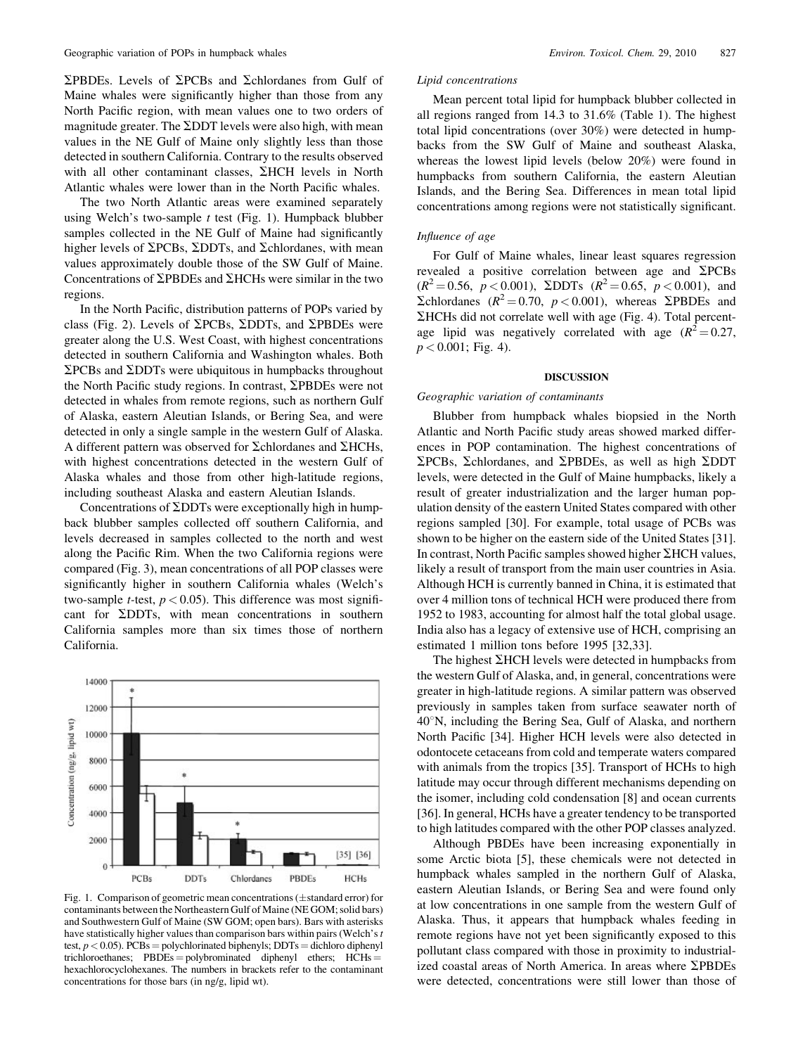ΣPBDEs. Levels of ΣPCBs and Σchlordanes from Gulf of Maine whales were significantly higher than those from any North Pacific region, with mean values one to two orders of magnitude greater. The ΣDDT levels were also high, with mean values in the NE Gulf of Maine only slightly less than those detected in southern California. Contrary to the results observed with all other contaminant classes, ΣHCH levels in North Atlantic whales were lower than in the North Pacific whales.

The two North Atlantic areas were examined separately using Welch's two-sample *t* test (Fig. 1). Humpback blubber samples collected in the NE Gulf of Maine had significantly higher levels of ΣPCBs, ΣDDTs, and Σchlordanes, with mean values approximately double those of the SW Gulf of Maine. Concentrations of ΣPBDEs and ΣHCHs were similar in the two regions.

In the North Pacific, distribution patterns of POPs varied by class (Fig. 2). Levels of ΣPCBs, ΣDDTs, and ΣPBDEs were greater along the U.S. West Coast, with highest concentrations detected in southern California and Washington whales. Both ΣPCBs and ΣDDTs were ubiquitous in humpbacks throughout the North Pacific study regions. In contrast, ΣPBDEs were not detected in whales from remote regions, such as northern Gulf of Alaska, eastern Aleutian Islands, or Bering Sea, and were detected in only a single sample in the western Gulf of Alaska. A different pattern was observed for Σchlordanes and ΣHCHs, with highest concentrations detected in the western Gulf of Alaska whales and those from other high-latitude regions, including southeast Alaska and eastern Aleutian Islands.

Concentrations of ΣDDTs were exceptionally high in humpback blubber samples collected off southern California, and levels decreased in samples collected to the north and west along the Pacific Rim. When the two California regions were compared (Fig. 3), mean concentrations of all POP classes were significantly higher in southern California whales (Welch's two-sample *t*-test, $p < 0.05$). This difference was most significant for ΣDDTs, with mean concentrations in southern California samples more than six times those of northern California.

Fig. 1. Comparison of geometric mean concentrations (±standard error) for contaminants between the Northeastern Gulf of Maine (NE GOM; solid bars) and Southwestern Gulf of Maine (SW GOM; open bars). Bars with asterisks have statistically higher values than comparison bars within pairs (Welch's *t* test, $p < 0.05$). PCBs = polychlorinated biphenyls; DDTs = dichloro diphenyl trichloroethanes; PBDEs = polybrominated diphenyl ethers; HCHs = hexachlorocyclohexanes. The numbers in brackets refer to the contaminant concentrations for those bars (in ng/g, lipid wt).

### Lipid concentrations

Mean percent total lipid for humpback blubber collected in all regions ranged from 14.3 to 31.6% (Table 1). The highest total lipid concentrations (over 30%) were detected in humpbacks from the SW Gulf of Maine and southeast Alaska, whereas the lowest lipid levels (below 20%) were found in humpbacks from southern California, the eastern Aleutian Islands, and the Bering Sea. Differences in mean total lipid concentrations among regions were not statistically significant.

### Influence of age

For Gulf of Maine whales, linear least squares regression revealed a positive correlation between age and ΣPCBs ($R^2 = 0.56$, $p < 0.001$), ΣDDTs ($R^2 = 0.65$, $p < 0.001$), and Σchlordanes ($R^2 = 0.70$, $p < 0.001$), whereas ΣPBDEs and ΣHCHs did not correlate well with age (Fig. 4). Total percentage lipid was negatively correlated with age ($R^2 = 0.27$, $p < 0.001$; Fig. 4).

## DISCUSSION

### Geographic variation of contaminants

Blubber from humpback whales biopsied in the North Atlantic and North Pacific study areas showed marked differences in POP contamination. The highest concentrations of ΣPCBs, Σchlordanes, and ΣPBDEs, as well as high ΣDDT levels, were detected in the Gulf of Maine humpbacks, likely a result of greater industrialization and the larger human population density of the eastern United States compared with other regions sampled [30]. For example, total usage of PCBs was shown to be higher on the eastern side of the United States [31]. In contrast, North Pacific samples showed higher ΣHCH values, likely a result of transport from the main user countries in Asia. Although HCH is currently banned in China, it is estimated that over 4 million tons of technical HCH were produced there from 1952 to 1983, accounting for almost half the total global usage. India also has a legacy of extensive use of HCH, comprising an estimated 1 million tons before 1995 [32,33].

The highest ΣHCH levels were detected in humpbacks from the western Gulf of Alaska, and, in general, concentrations were greater in high-latitude regions. A similar pattern was observed previously in samples taken from surface seawater north of 40°N, including the Bering Sea, Gulf of Alaska, and northern North Pacific [34]. Higher HCH levels were also detected in odontocete cetaceans from cold and temperate waters compared with animals from the tropics [35]. Transport of HCHs to high latitude may occur through different mechanisms depending on the isomer, including cold condensation [8] and ocean currents [36]. In general, HCHs have a greater tendency to be transported to high latitudes compared with the other POP classes analyzed.

Although PBDEs have been increasing exponentially in some Arctic biota [5], these chemicals were not detected in humpback whales sampled in the northern Gulf of Alaska, eastern Aleutian Islands, or Bering Sea and were found only at low concentrations in one sample from the western Gulf of Alaska. Thus, it appears that humpback whales feeding in remote regions have not yet been significantly exposed to this pollutant class compared with those in proximity to industrialized coastal areas of North America. In areas where ΣPBDEs were detected, concentrations were still lower than those of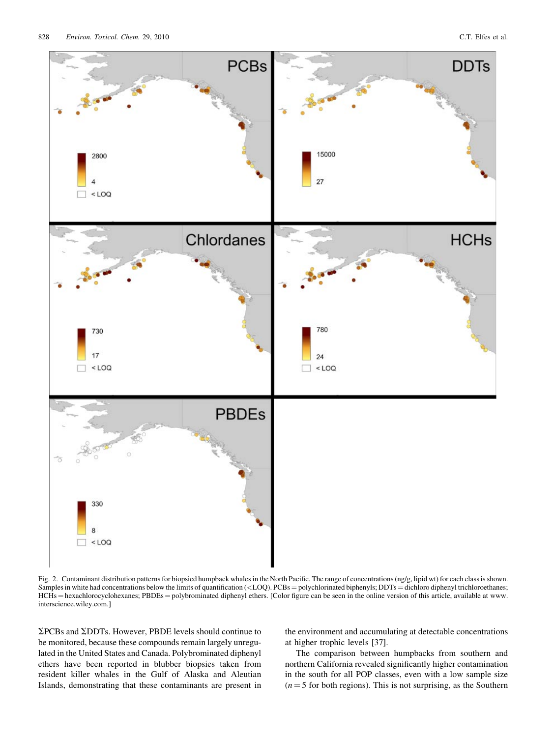Fig. 2. Contaminant distribution patterns for biopsied humpback whales in the North Pacific. The range of concentrations (ng/g, lipid wt) for each class is shown. Samples in white had concentrations below the limits of quantification (<LOQ). PCBs = polychlorinated biphenyls; DDTs = dichloro diphenyl trichloroethanes; HCHs = hexachlorocyclohexanes; PBDEs = polybrominated diphenyl ethers. [Color figure can be seen in the online version of this article, available at www.interscience.wiley.com.]

ΣPCBs and ΣDDTs. However, PBDE levels should continue to be monitored, because these compounds remain largely unregulated in the United States and Canada. Polybrominated diphenyl ethers have been reported in blubber biopsies taken from resident killer whales in the Gulf of Alaska and Aleutian Islands, demonstrating that these contaminants are present in the environment and accumulating at detectable concentrations at higher trophic levels [37].

The comparison between humpbacks from southern and northern California revealed significantly higher contamination in the south for all POP classes, even with a low sample size ($n = 5$ for both regions). This is not surprising, as the Southern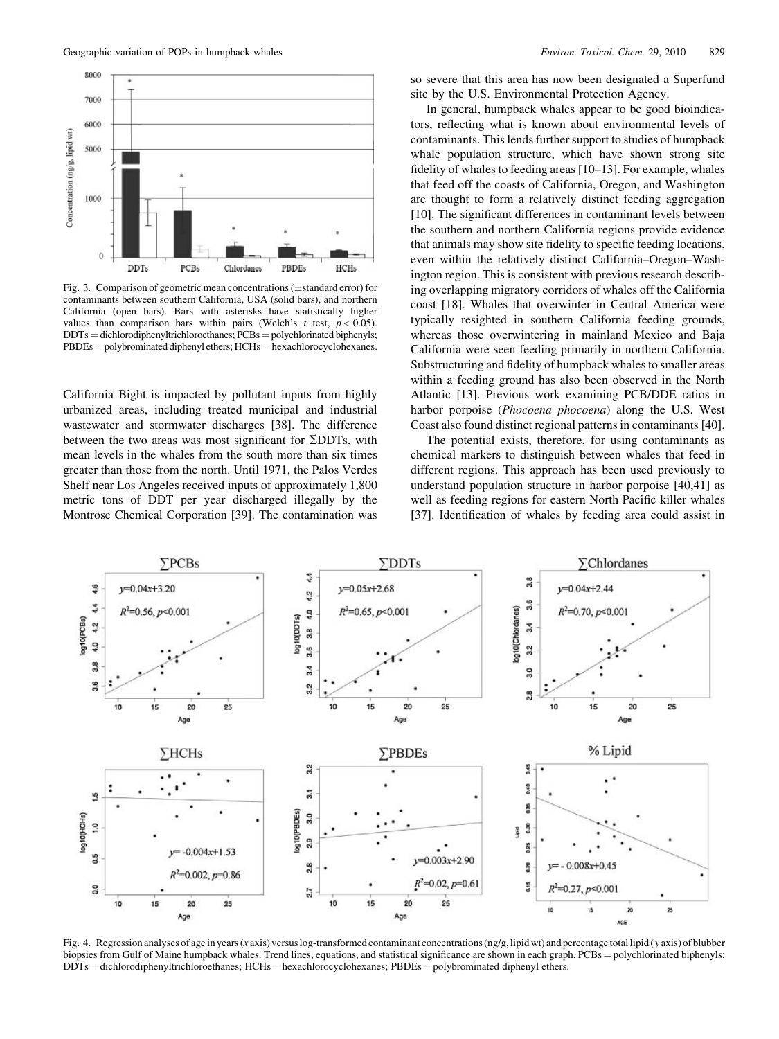Fig. 3. Comparison of geometric mean concentrations (±standard error) for contaminants between southern California, USA (solid bars), and northern California (open bars). Bars with asterisks have statistically higher values than comparison bars within pairs (Welch's $t$ test, $p < 0.05$). DDTs = dichlorodiphenyltrichloroethanes; PCBs = polychlorinated biphenyls; PBDEs = polybrominated diphenyl ethers; HCHs = hexachlorocyclohexanes.

California Bight is impacted by pollutant inputs from highly urbanized areas, including treated municipal and industrial wastewater and stormwater discharges [38]. The difference between the two areas was most significant for ΣDDTs, with mean levels in the whales from the south more than six times greater than those from the north. Until 1971, the Palos Verdes Shelf near Los Angeles received inputs of approximately 1,800 metric tons of DDT per year discharged illegally by the Montrose Chemical Corporation [39]. The contamination was so severe that this area has now been designated a Superfund site by the U.S. Environmental Protection Agency.

In general, humpback whales appear to be good bioindicators, reflecting what is known about environmental levels of contaminants. This lends further support to studies of humpback whale population structure, which have shown strong site fidelity of whales to feeding areas [10–13]. For example, whales that feed off the coasts of California, Oregon, and Washington are thought to form a relatively distinct feeding aggregation [10]. The significant differences in contaminant levels between the southern and northern California regions provide evidence that animals may show site fidelity to specific feeding locations, even within the relatively distinct California–Oregon–Washington region. This is consistent with previous research describing overlapping migratory corridors of whales off the California coast [18]. Whales that overwinter in Central America were typically resighted in southern California feeding grounds, whereas those overwintering in mainland Mexico and Baja California were seen feeding primarily in northern California. Substructuring and fidelity of humpback whales to smaller areas within a feeding ground has also been observed in the North Atlantic [13]. Previous work examining PCB/DDE ratios in harbor porpoise (*Phocoena phocoena*) along the U.S. West Coast also found distinct regional patterns in contaminants [40].

The potential exists, therefore, for using contaminants as chemical markers to distinguish between whales that feed in different regions. This approach has been used previously to understand population structure in harbor porpoise [40,41] as well as feeding regions for eastern North Pacific killer whales [37]. Identification of whales by feeding area could assist in

Fig. 4. Regression analyses of age in years ($x$ axis) versus log-transformed contaminant concentrations (ng/g, lipid wt) and percentage total lipid ($y$ axis) of blubber biopsies from Gulf of Maine humpback whales. Trend lines, equations, and statistical significance are shown in each graph. PCBs = polychlorinated biphenyls; DDTs = dichlorodiphenyltrichloroethanes; HCHs = hexachlorocyclohexanes; PBDEs = polybrominated diphenyl ethers.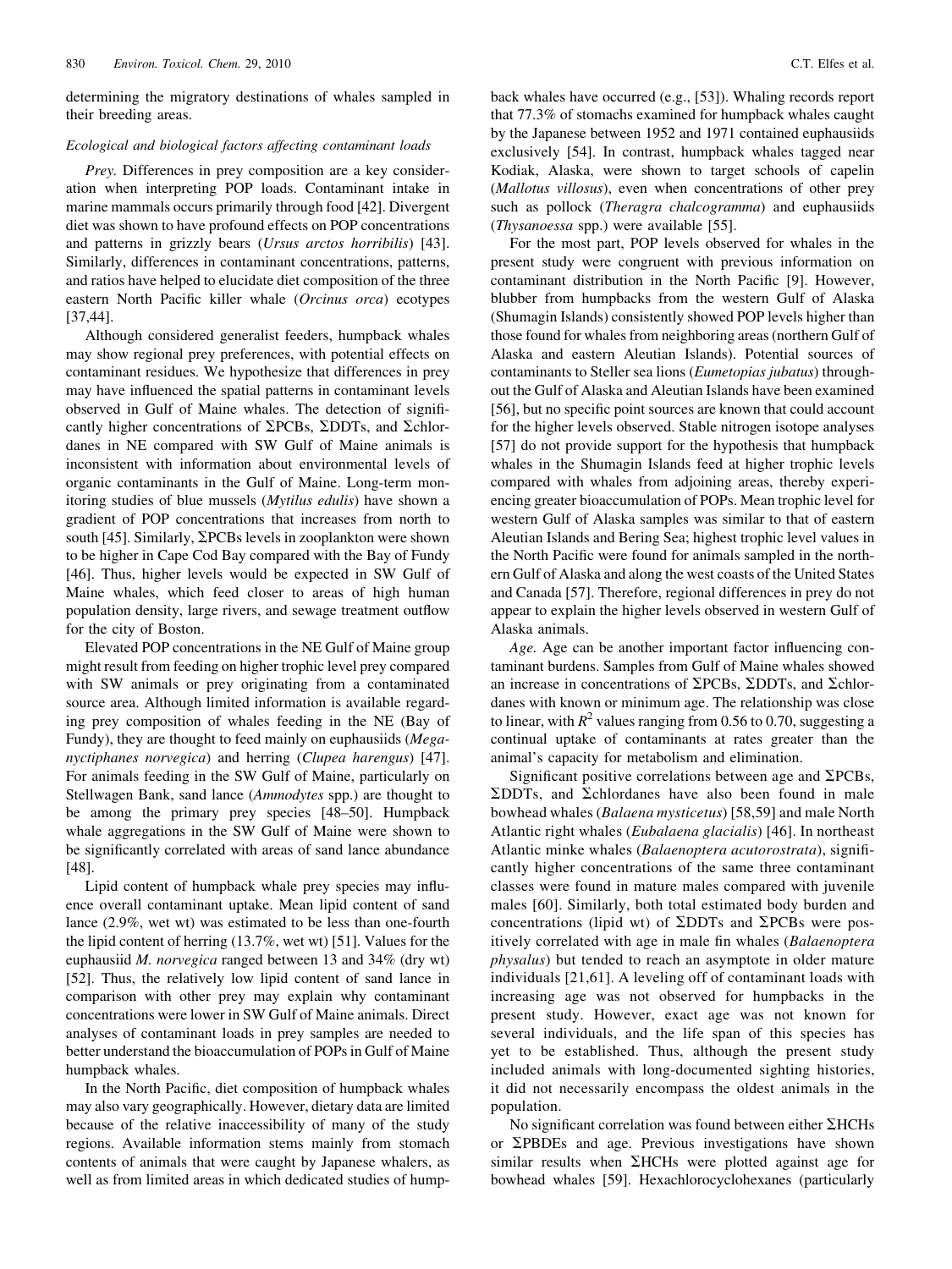determining the migratory destinations of whales sampled in their breeding areas.

### *Ecological and biological factors affecting contaminant loads*

*Prey.* Differences in prey composition are a key consideration when interpreting POP loads. Contaminant intake in marine mammals occurs primarily through food [42]. Divergent diet was shown to have profound effects on POP concentrations and patterns in grizzly bears (*Ursus arctos horribilis*) [43]. Similarly, differences in contaminant concentrations, patterns, and ratios have helped to elucidate diet composition of the three eastern North Pacific killer whale (*Orcinus orca*) ecotypes [37,44].

Although considered generalist feeders, humpback whales may show regional prey preferences, with potential effects on contaminant residues. We hypothesize that differences in prey may have influenced the spatial patterns in contaminant levels observed in Gulf of Maine whales. The detection of significantly higher concentrations of ΣPCBs, ΣDDTs, and Σchlordanes in NE compared with SW Gulf of Maine animals is inconsistent with information about environmental levels of organic contaminants in the Gulf of Maine. Long-term monitoring studies of blue mussels (*Mytilus edulis*) have shown a gradient of POP concentrations that increases from north to south [45]. Similarly, ΣPCBs levels in zooplankton were shown to be higher in Cape Cod Bay compared with the Bay of Fundy [46]. Thus, higher levels would be expected in SW Gulf of Maine whales, which feed closer to areas of high human population density, large rivers, and sewage treatment outflow for the city of Boston.

Elevated POP concentrations in the NE Gulf of Maine group might result from feeding on higher trophic level prey compared with SW animals or prey originating from a contaminated source area. Although limited information is available regarding prey composition of whales feeding in the NE (Bay of Fundy), they are thought to feed mainly on euphausiids (*Meganyctiphanes norvegica*) and herring (*Clupea harengus*) [47]. For animals feeding in the SW Gulf of Maine, particularly on Stellwagen Bank, sand lance (*Ammodytes* spp.) are thought to be among the primary prey species [48–50]. Humpback whale aggregations in the SW Gulf of Maine were shown to be significantly correlated with areas of sand lance abundance [48].

Lipid content of humpback whale prey species may influence overall contaminant uptake. Mean lipid content of sand lance (2.9%, wet wt) was estimated to be less than one-fourth the lipid content of herring (13.7%, wet wt) [51]. Values for the euphausiid *M. norvegica* ranged between 13 and 34% (dry wt) [52]. Thus, the relatively low lipid content of sand lance in comparison with other prey may explain why contaminant concentrations were lower in SW Gulf of Maine animals. Direct analyses of contaminant loads in prey samples are needed to better understand the bioaccumulation of POPs in Gulf of Maine humpback whales.

In the North Pacific, diet composition of humpback whales may also vary geographically. However, dietary data are limited because of the relative inaccessibility of many of the study regions. Available information stems mainly from stomach contents of animals that were caught by Japanese whalers, as well as from limited areas in which dedicated studies of humpback whales have occurred (e.g., [53]). Whaling records report that 77.3% of stomachs examined for humpback whales caught by the Japanese between 1952 and 1971 contained euphausiids exclusively [54]. In contrast, humpback whales tagged near Kodiak, Alaska, were shown to target schools of capelin (*Mallotus villosus*), even when concentrations of other prey such as pollock (*Theragra chalcogramma*) and euphausiids (*Thysanoessa* spp.) were available [55].

For the most part, POP levels observed for whales in the present study were congruent with previous information on contaminant distribution in the North Pacific [9]. However, blubber from humpbacks from the western Gulf of Alaska (Shumagin Islands) consistently showed POP levels higher than those found for whales from neighboring areas (northern Gulf of Alaska and eastern Aleutian Islands). Potential sources of contaminants to Steller sea lions (*Eumetopias jubatus*) throughout the Gulf of Alaska and Aleutian Islands have been examined [56], but no specific point sources are known that could account for the higher levels observed. Stable nitrogen isotope analyses [57] do not provide support for the hypothesis that humpback whales in the Shumagin Islands feed at higher trophic levels compared with whales from adjoining areas, thereby experiencing greater bioaccumulation of POPs. Mean trophic level for western Gulf of Alaska samples was similar to that of eastern Aleutian Islands and Bering Sea; highest trophic level values in the North Pacific were found for animals sampled in the northern Gulf of Alaska and along the west coasts of the United States and Canada [57]. Therefore, regional differences in prey do not appear to explain the higher levels observed in western Gulf of Alaska animals.

*Age.* Age can be another important factor influencing contaminant burdens. Samples from Gulf of Maine whales showed an increase in concentrations of ΣPCBs, ΣDDTs, and Σchlordanes with known or minimum age. The relationship was close to linear, with $R^2$ values ranging from 0.56 to 0.70, suggesting a continual uptake of contaminants at rates greater than the animal's capacity for metabolism and elimination.

Significant positive correlations between age and ΣPCBs, ΣDDTs, and Σchlordanes have also been found in male bowhead whales (*Balaena mysticetus*) [58,59] and male North Atlantic right whales (*Eubalaena glacialis*) [46]. In northeast Atlantic minke whales (*Balaenoptera acutorostrata*), significantly higher concentrations of the same three contaminant classes were found in mature males compared with juvenile males [60]. Similarly, both total estimated body burden and concentrations (lipid wt) of ΣDDTs and ΣPCBs were positively correlated with age in male fin whales (*Balaenoptera physalus*) but tended to reach an asymptote in older mature individuals [21,61]. A leveling off of contaminant loads with increasing age was not observed for humpbacks in the present study. However, exact age was not known for several individuals, and the life span of this species has yet to be established. Thus, although the present study included animals with long-documented sighting histories, it did not necessarily encompass the oldest animals in the population.

No significant correlation was found between either ΣHCHs or ΣPBDEs and age. Previous investigations have shown similar results when ΣHCHs were plotted against age for bowhead whales [59]. Hexachlorocyclohexanes (particularly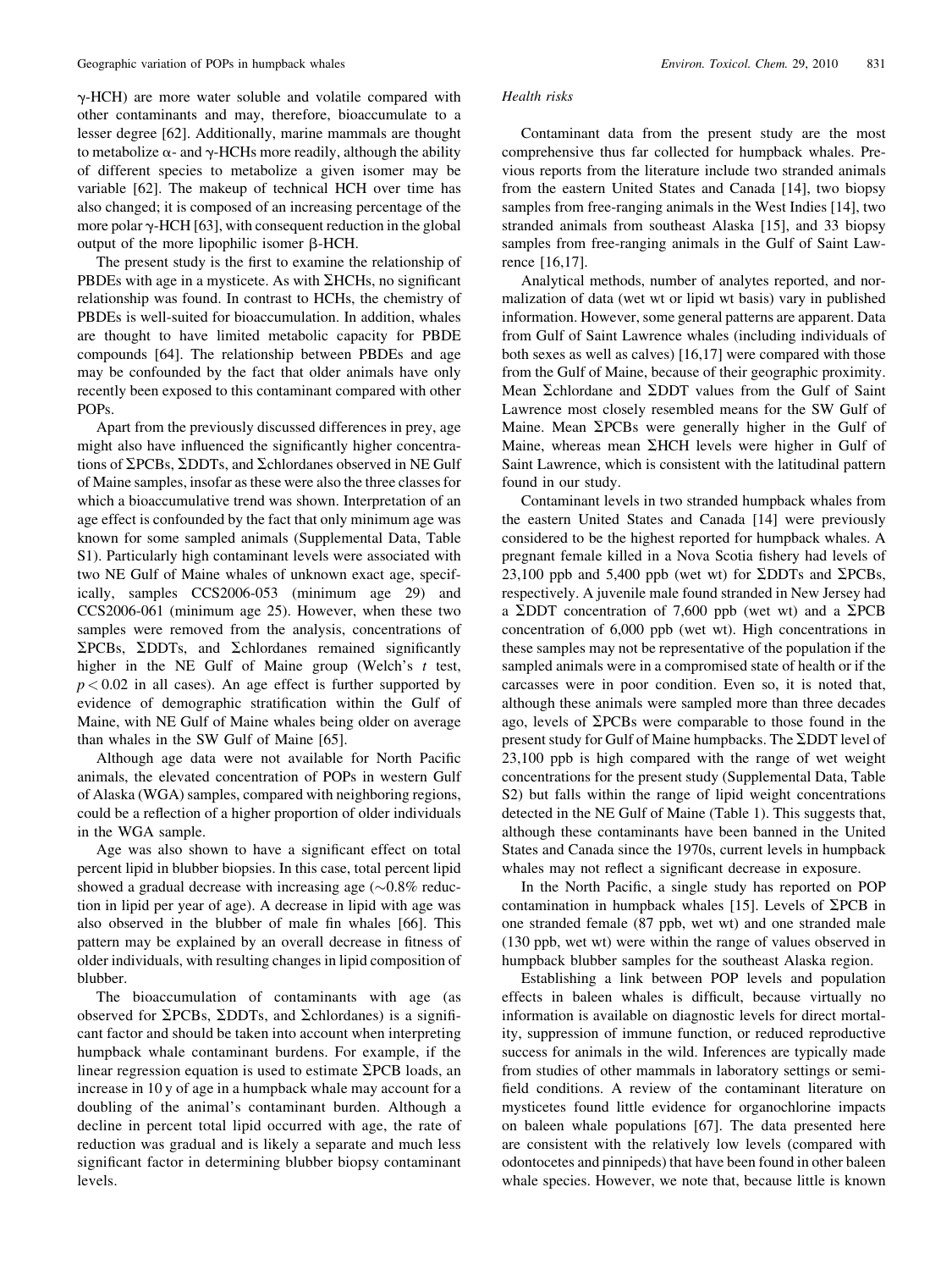γ-HCH) are more water soluble and volatile compared with other contaminants and may, therefore, bioaccumulate to a lesser degree [62]. Additionally, marine mammals are thought to metabolize α- and γ-HCHs more readily, although the ability of different species to metabolize a given isomer may be variable [62]. The makeup of technical HCH over time has also changed; it is composed of an increasing percentage of the more polar γ-HCH [63], with consequent reduction in the global output of the more lipophilic isomer β-HCH.

The present study is the first to examine the relationship of PBDEs with age in a mysticete. As with ΣHCHs, no significant relationship was found. In contrast to HCHs, the chemistry of PBDEs is well-suited for bioaccumulation. In addition, whales are thought to have limited metabolic capacity for PBDE compounds [64]. The relationship between PBDEs and age may be confounded by the fact that older animals have only recently been exposed to this contaminant compared with other POPs.

Apart from the previously discussed differences in prey, age might also have influenced the significantly higher concentrations of ΣPCBs, ΣDDTs, and Σchlordanes observed in NE Gulf of Maine samples, insofar as these were also the three classes for which a bioaccumulative trend was shown. Interpretation of an age effect is confounded by the fact that only minimum age was known for some sampled animals (Supplemental Data, Table S1). Particularly high contaminant levels were associated with two NE Gulf of Maine whales of unknown exact age, specifically, samples CCS2006-053 (minimum age 29) and CCS2006-061 (minimum age 25). However, when these two samples were removed from the analysis, concentrations of ΣPCBs, ΣDDTs, and Σchlordanes remained significantly higher in the NE Gulf of Maine group (Welch's $t$ test, $p < 0.02$ in all cases). An age effect is further supported by evidence of demographic stratification within the Gulf of Maine, with NE Gulf of Maine whales being older on average than whales in the SW Gulf of Maine [65].

Although age data were not available for North Pacific animals, the elevated concentration of POPs in western Gulf of Alaska (WGA) samples, compared with neighboring regions, could be a reflection of a higher proportion of older individuals in the WGA sample.

Age was also shown to have a significant effect on total percent lipid in blubber biopsies. In this case, total percent lipid showed a gradual decrease with increasing age (~0.8% reduction in lipid per year of age). A decrease in lipid with age was also observed in the blubber of male fin whales [66]. This pattern may be explained by an overall decrease in fitness of older individuals, with resulting changes in lipid composition of blubber.

The bioaccumulation of contaminants with age (as observed for ΣPCBs, ΣDDTs, and Σchlordanes) is a significant factor and should be taken into account when interpreting humpback whale contaminant burdens. For example, if the linear regression equation is used to estimate ΣPCB loads, an increase in 10 y of age in a humpback whale may account for a doubling of the animal's contaminant burden. Although a decline in percent total lipid occurred with age, the rate of reduction was gradual and is likely a separate and much less significant factor in determining blubber biopsy contaminant levels.

### *Health risks*

Contaminant data from the present study are the most comprehensive thus far collected for humpback whales. Previous reports from the literature include two stranded animals from the eastern United States and Canada [14], two biopsy samples from free-ranging animals in the West Indies [14], two stranded animals from southeast Alaska [15], and 33 biopsy samples from free-ranging animals in the Gulf of Saint Lawrence [16,17].

Analytical methods, number of analytes reported, and normalization of data (wet wt or lipid wt basis) vary in published information. However, some general patterns are apparent. Data from Gulf of Saint Lawrence whales (including individuals of both sexes as well as calves) [16,17] were compared with those from the Gulf of Maine, because of their geographic proximity. Mean Σchlordane and ΣDDT values from the Gulf of Saint Lawrence most closely resembled means for the SW Gulf of Maine. Mean ΣPCBs were generally higher in the Gulf of Maine, whereas mean ΣHCH levels were higher in Gulf of Saint Lawrence, which is consistent with the latitudinal pattern found in our study.

Contaminant levels in two stranded humpback whales from the eastern United States and Canada [14] were previously considered to be the highest reported for humpback whales. A pregnant female killed in a Nova Scotia fishery had levels of 23,100 ppb and 5,400 ppb (wet wt) for ΣDDTs and ΣPCBs, respectively. A juvenile male found stranded in New Jersey had a ΣDDT concentration of 7,600 ppb (wet wt) and a ΣPCB concentration of 6,000 ppb (wet wt). High concentrations in these samples may not be representative of the population if the sampled animals were in a compromised state of health or if the carcasses were in poor condition. Even so, it is noted that, although these animals were sampled more than three decades ago, levels of ΣPCBs were comparable to those found in the present study for Gulf of Maine humpbacks. The ΣDDT level of 23,100 ppb is high compared with the range of wet weight concentrations for the present study (Supplemental Data, Table S2) but falls within the range of lipid weight concentrations detected in the NE Gulf of Maine (Table 1). This suggests that, although these contaminants have been banned in the United States and Canada since the 1970s, current levels in humpback whales may not reflect a significant decrease in exposure.

In the North Pacific, a single study has reported on POP contamination in humpback whales [15]. Levels of ΣPCB in one stranded female (87 ppb, wet wt) and one stranded male (130 ppb, wet wt) were within the range of values observed in humpback blubber samples for the southeast Alaska region.

Establishing a link between POP levels and population effects in baleen whales is difficult, because virtually no information is available on diagnostic levels for direct mortality, suppression of immune function, or reduced reproductive success for animals in the wild. Inferences are typically made from studies of other mammals in laboratory settings or semi-field conditions. A review of the contaminant literature on mysticetes found little evidence for organochlorine impacts on baleen whale populations [67]. The data presented here are consistent with the relatively low levels (compared with odontocetes and pinnipeds) that have been found in other baleen whale species. However, we note that, because little is known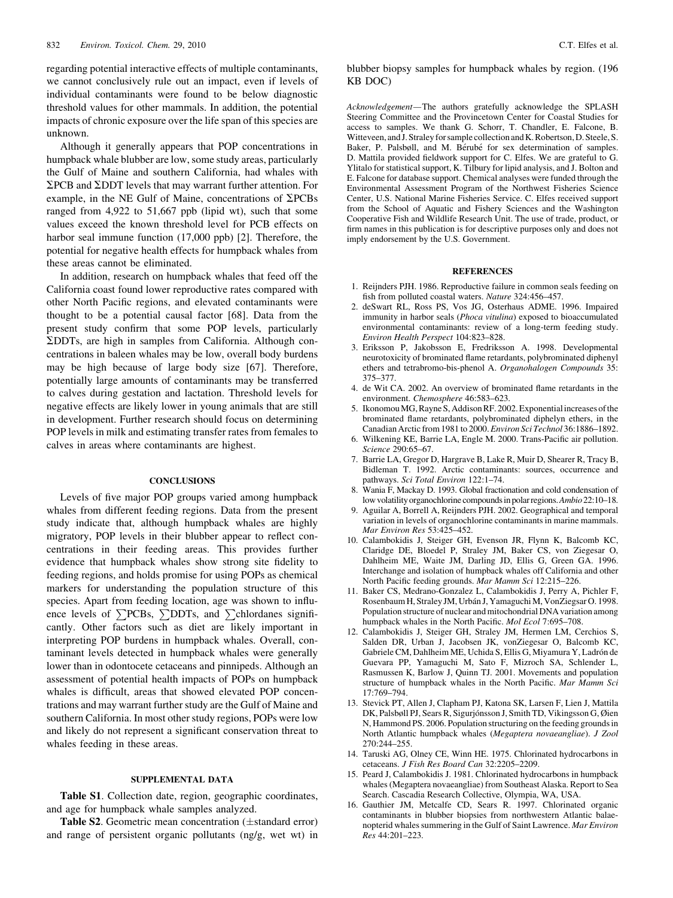regarding potential interactive effects of multiple contaminants, we cannot conclusively rule out an impact, even if levels of individual contaminants were found to be below diagnostic threshold values for other mammals. In addition, the potential impacts of chronic exposure over the life span of this species are unknown.

Although it generally appears that POP concentrations in humpback whale blubber are low, some study areas, particularly the Gulf of Maine and southern California, had whales with ΣPCB and ΣDDT levels that may warrant further attention. For example, in the NE Gulf of Maine, concentrations of ΣPCBs ranged from 4,922 to 51,667 ppb (lipid wt), such that some values exceed the known threshold level for PCB effects on harbor seal immune function (17,000 ppb) [2]. Therefore, the potential for negative health effects for humpback whales from these areas cannot be eliminated.

In addition, research on humpback whales that feed off the California coast found lower reproductive rates compared with other North Pacific regions, and elevated contaminants were thought to be a potential causal factor [68]. Data from the present study confirm that some POP levels, particularly ΣDDTs, are high in samples from California. Although concentrations in baleen whales may be low, overall body burdens may be high because of large body size [67]. Therefore, potentially large amounts of contaminants may be transferred to calves during gestation and lactation. Threshold levels for negative effects are likely lower in young animals that are still in development. Further research should focus on determining POP levels in milk and estimating transfer rates from females to calves in areas where contaminants are highest.

## CONCLUSIONS

Levels of five major POP groups varied among humpback whales from different feeding regions. Data from the present study indicate that, although humpback whales are highly migratory, POP levels in their blubber appear to reflect concentrations in their feeding areas. This provides further evidence that humpback whales show strong site fidelity to feeding regions, and holds promise for using POPs as chemical markers for understanding the population structure of this species. Apart from feeding location, age was shown to influence levels of ∑PCBs, ∑DDTs, and ∑chlordanes significantly. Other factors such as diet are likely important in interpreting POP burdens in humpback whales. Overall, contaminant levels detected in humpback whales were generally lower than in odontocete cetaceans and pinnipeds. Although an assessment of potential health impacts of POPs on humpback whales is difficult, areas that showed elevated POP concentrations and may warrant further study are the Gulf of Maine and southern California. In most other study regions, POPs were low and likely do not represent a significant conservation threat to whales feeding in these areas.

## SUPPLEMENTAL DATA

**Table S1**. Collection date, region, geographic coordinates, and age for humpback whale samples analyzed.

**Table S2**. Geometric mean concentration (±standard error) and range of persistent organic pollutants (ng/g, wet wt) in blubber biopsy samples for humpback whales by region. (196 KB DOC)

*Acknowledgement*—The authors gratefully acknowledge the SPLASH Steering Committee and the Provincetown Center for Coastal Studies for access to samples. We thank G. Schorr, T. Chandler, E. Falcone, B. Witteveen, and J. Straley for sample collection and K. Robertson, D. Steele, S. Baker, P. Palsbøll, and M. Bérubé for sex determination of samples. D. Mattila provided fieldwork support for C. Elfes. We are grateful to G. Ylitalo for statistical support, K. Tilbury for lipid analysis, and J. Bolton and E. Falcone for database support. Chemical analyses were funded through the Environmental Assessment Program of the Northwest Fisheries Science Center, U.S. National Marine Fisheries Service. C. Elfes received support from the School of Aquatic and Fishery Sciences and the Washington Cooperative Fish and Wildlife Research Unit. The use of trade, product, or firm names in this publication is for descriptive purposes only and does not imply endorsement by the U.S. Government.

## REFERENCES

1. Reijnders PJH. 1986. Reproductive failure in common seals feeding on fish from polluted coastal waters. *Nature* 324:456–457.
2. deSwart RL, Ross PS, Vos JG, Osterhaus ADME. 1996. Impaired immunity in harbor seals (*Phoca vitulina*) exposed to bioaccumulated environmental contaminants: review of a long-term feeding study. *Environ Health Perspect* 104:823–828.
3. Eriksson P, Jakobsson E, Fredriksson A. 1998. Developmental neurotoxicity of brominated flame retardants, polybrominated diphenyl ethers and tetrabromo-bis-phenol A. *Organohalogen Compounds* 35: 375–377.
4. de Wit CA. 2002. An overview of brominated flame retardants in the environment. *Chemosphere* 46:583–623.
5. Ikonomou MG, Rayne S, Addison RF. 2002. Exponential increases of the brominated flame retardants, polybrominated diphelyn ethers, in the Canadian Arctic from 1981 to 2000. *Environ Sci Technol* 36:1886–1892.
6. Wilkening KE, Barrie LA, Engle M. 2000. Trans-Pacific air pollution. *Science* 290:65–67.
7. Barrie LA, Gregor D, Hargrave B, Lake R, Muir D, Shearer R, Tracy B, Bidleman T. 1992. Arctic contaminants: sources, occurrence and pathways. *Sci Total Environ* 122:1–74.
8. Wania F, Mackay D. 1993. Global fractionation and cold condensation of low volatility organochlorine compounds in polar regions. *Ambio* 22:10–18.
9. Aguilar A, Borrell A, Reijnders PJH. 2002. Geographical and temporal variation in levels of organochlorine contaminants in marine mammals. *Mar Environ Res* 53:425–452.
10. Calambokidis J, Steiger GH, Evenson JR, Flynn K, Balcomb KC, Claridge DE, Bloedel P, Straley JM, Baker CS, von Ziegesar O, Dahlheim ME, Waite JM, Darling JD, Ellis G, Green GA. 1996. Interchange and isolation of humpback whales off California and other North Pacific feeding grounds. *Mar Mamm Sci* 12:215–226.
11. Baker CS, Medrano-Gonzalez L, Calambokidis J, Perry A, Pichler F, Rosenbaum H, Straley JM, Urbán J, Yamaguchi M, VonZiegsar O. 1998. Population structure of nuclear and mitochondrial DNA variation among humpback whales in the North Pacific. *Mol Ecol* 7:695–708.
12. Calambokidis J, Steiger GH, Straley JM, Hermen LM, Cerchios S, Salden DR, Urban J, Jacobsen JK, vonZiegesar O, Balcomb KC, Gabriele CM, Dahlheim ME, Uchida S, Ellis G, Miyamura Y, Ladrón de Guevara PP, Yamaguchi M, Sato F, Mizroch SA, Schlender L, Rasmussen K, Barlow J, Quinn TJ. 2001. Movements and population structure of humpback whales in the North Pacific. *Mar Mamm Sci* 17:769–794.
13. Stevick PT, Allen J, Clapham PJ, Katona SK, Larsen F, Lien J, Mattila DK, Palsbøll PJ, Sears R, Sigurjónsson J, Smith TD, Vikingsson G, Øien N, Hammond PS. 2006. Population structuring on the feeding grounds in North Atlantic humpback whales (*Megaptera novaeangliae*). *J Zool* 270:244–255.
14. Taruski AG, Olney CE, Winn HE. 1975. Chlorinated hydrocarbons in cetaceans. *J Fish Res Board Can* 32:2205–2209.
15. Peard J, Calambokidis J. 1981. Chlorinated hydrocarbons in humpback whales (Megaptera novaeangliae) from Southeast Alaska. Report to Sea Search. Cascadia Research Collective, Olympia, WA, USA.
16. Gauthier JM, Metcalfe CD, Sears R. 1997. Chlorinated organic contaminants in blubber biopsies from northwestern Atlantic balaenopterid whales summering in the Gulf of Saint Lawrence. *Mar Environ Res* 44:201–223.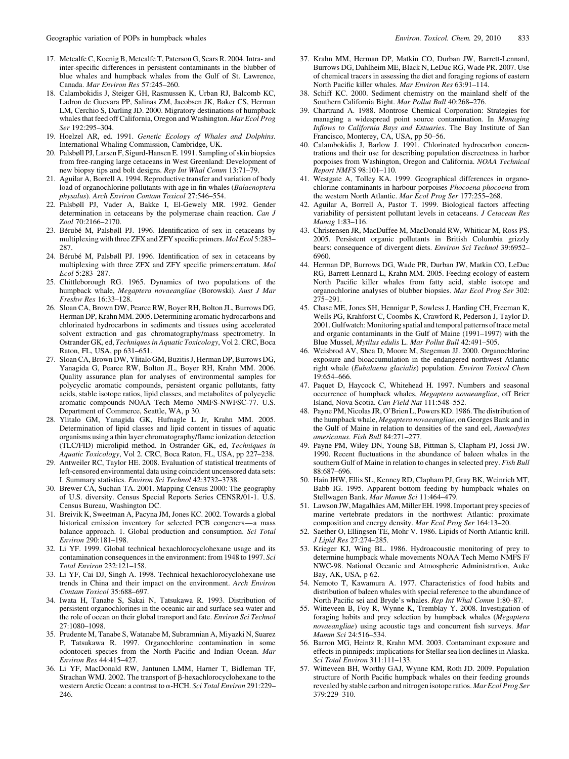17. Metcalfe C, Koenig B, Metcalfe T, Paterson G, Sears R. 2004. Intra- and inter-specific differences in persistent contaminants in the blubber of blue whales and humpback whales from the Gulf of St. Lawrence, Canada. *Mar Environ Res* 57:245–260.
18. Calambokidis J, Steiger GH, Rasmussen K, Urban RJ, Balcomb KC, Ladron de Guevara PP, Salinas ZM, Jacobsen JK, Baker CS, Herman LM, Cerchio S, Darling JD. 2000. Migratory destinations of humpback whales that feed off California, Oregon and Washington. *Mar Ecol Prog Ser* 192:295–304.
19. Hoelzel AR, ed. 1991. *Genetic Ecology of Whales and Dolphins*. International Whaling Commission, Cambridge, UK.
20. Palsbøll PJ, Larsen F, Sigurd-Hansen E. 1991. Sampling of skin biopsies from free-ranging large cetaceans in West Greenland: Development of new biopsy tips and bolt designs. *Rep Int Whal Comm* 13:71–79.
21. Aguilar A, Borrell A. 1994. Reproductive transfer and variation of body load of organochlorine pollutants with age in fin whales (*Balaenoptera physalus*). *Arch Environ Contam Toxicol* 27:546–554.
22. Palsbøll PJ, Vader A, Bakke I, El-Gewely MR. 1992. Gender determination in cetaceans by the polymerase chain reaction. *Can J Zool* 70:2166–2170.
23. Bérubé M, Palsbøll PJ. 1996. Identification of sex in cetaceans by multiplexing with three ZFX and ZFY specific primers. *Mol Ecol* 5:283–287.
24. Bérubé M, Palsbøll PJ. 1996. Identification of sex in cetaceans by multiplexing with three ZFX and ZFY specific primers:erratum. *Mol Ecol* 5:283–287.
25. Chittleborough RG. 1965. Dynamics of two populations of the humpback whale, *Megaptera novaeangliae* (Borowski). *Aust J Mar Freshw Res* 16:33–128.
26. Sloan CA, Brown DW, Pearce RW, Boyer RH, Bolton JL, Burrows DG, Herman DP, Krahn MM. 2005. Determining aromatic hydrocarbons and chlorinated hydrocarbons in sediments and tissues using accelerated solvent extraction and gas chromatography/mass spectrometry. In Ostrander GK, ed, *Techniques in Aquatic Toxicology*, Vol 2. CRC, Boca Raton, FL, USA, pp 631–651.
27. Sloan CA, Brown DW, Ylitalo GM, Buzitis J, Herman DP, Burrows DG, Yanagida G, Pearce RW, Bolton JL, Boyer RH, Krahn MM. 2006. Quality assurance plan for analyses of environmental samples for polycyclic aromatic compounds, persistent organic pollutants, fatty acids, stable isotope ratios, lipid classes, and metabolites of polycyclic aromatic compounds NOAA Tech Memo NMFS-NWFSC-77. U.S. Department of Commerce, Seattle, WA, p 30.
28. Ylitalo GM, Yanagida GK, Hufnagle L Jr, Krahn MM. 2005. Determination of lipid classes and lipid content in tissues of aquatic organisms using a thin layer chromatography/flame ionization detection (TLC/FID) microlipid method. In Ostrander GK, ed, *Techniques in Aquatic Toxicology*, Vol 2. CRC, Boca Raton, FL, USA, pp 227–238.
29. Antweiler RC, Taylor HE. 2008. Evaluation of statistical treatments of left-censored environmental data using coincident uncensored data sets: I. Summary statistics. *Environ Sci Technol* 42:3732–3738.
30. Brewer CA, Suchan TA. 2001. Mapping Census 2000: The geography of U.S. diversity. Census Special Reports Series CENSR/01-1. U.S. Census Bureau, Washington DC.
31. Breivik K, Sweetman A, Pacyna JM, Jones KC. 2002. Towards a global historical emission inventory for selected PCB congeners—a mass balance approach. 1. Global production and consumption. *Sci Total Environ* 290:181–198.
32. Li YF. 1999. Global technical hexachlorocyclohexane usage and its contamination consequences in the environment: from 1948 to 1997. *Sci Total Environ* 232:121–158.
33. Li YF, Cai DJ, Singh A. 1998. Technical hexachlorocyclohexane use trends in China and their impact on the environment. *Arch Environ Contam Toxicol* 35:688–697.
34. Iwata H, Tanabe S, Sakai N, Tatsukawa R. 1993. Distribution of persistent organochlorines in the oceanic air and surface sea water and the role of ocean on their global transport and fate. *Environ Sci Technol* 27:1080–1098.
35. Prudente M, Tanabe S, Watanabe M, Subramnian A, Miyazki N, Suarez P, Tatsukawa R. 1997. Organochlorine contamination in some odontoceti species from the North Pacific and Indian Ocean. *Mar Environ Res* 44:415–427.
36. Li YF, MacDonald RW, Jantunen LMM, Harner T, Bidleman TF, Strachan WMJ. 2002. The transport of β-hexachlorocyclohexane to the western Arctic Ocean: a contrast to α-HCH. *Sci Total Environ* 291:229–246.
37. Krahn MM, Herman DP, Matkin CO, Durban JW, Barrett-Lennard, Burrows DG, Dahlheim ME, Black N, LeDuc RG, Wade PR. 2007. Use of chemical tracers in assessing the diet and foraging regions of eastern North Pacific killer whales. *Mar Environ Res* 63:91–114.
38. Schiff KC. 2000. Sediment chemistry on the mainland shelf of the Southern California Bight. *Mar Pollut Bull* 40:268–276.
39. Chartrand A. 1988. Montrose Chemical Corporation: Strategies for managing a widespread point source contamination. In *Managing Inflows to California Bays and Estuaries*. The Bay Institute of San Francisco, Monterey, CA, USA, pp 50–56.
40. Calambokidis J, Barlow J. 1991. Chlorinated hydrocarbon concentrations and their use for describing population discreetness in harbor porpoises from Washington, Oregon and California. *NOAA Technical Report NMFS* 98:101–110.
41. Westgate A, Tolley KA. 1999. Geographical differences in organochlorine contaminants in harbour porpoises *Phocoena phocoena* from the western North Atlantic. *Mar Ecol Prog Ser* 177:255–268.
42. Aguilar A, Borrell A, Pastor T. 1999. Biological factors affecting variability of persistent pollutant levels in cetaceans. *J Cetacean Res Manag* 1:83–116.
43. Christensen JR, MacDuffee M, MacDonald RW, Whiticar M, Ross PS. 2005. Persistent organic pollutants in British Columbia grizzly bears: consequence of divergent diets. *Environ Sci Technol* 39:6952–6960.
44. Herman DP, Burrows DG, Wade PR, Durban JW, Matkin CO, LeDuc RG, Barrett-Lennard L, Krahn MM. 2005. Feeding ecology of eastern North Pacific killer whales from fatty acid, stable isotope and organochlorine analyses of blubber biopsies. *Mar Ecol Prog Ser* 302:275–291.
45. Chase ME, Jones SH, Hennigar P, Sowless J, Harding CH, Freeman K, Wells PG, Krahforst C, Coombs K, Crawford R, Pederson J, Taylor D. 2001. Gulfwatch: Monitoring spatial and temporal patterns of trace metal and organic contaminants in the Gulf of Maine (1991–1997) with the Blue Mussel, *Mytilus edulis* L. *Mar Pollut Bull* 42:491–505.
46. Weisbrod AV, Shea D, Moore M, Stegeman JJ. 2000. Organochlorine exposure and bioaccumulation in the endangered northwest Atlantic right whale (*Eubalaena glacialis*) population. *Environ Toxicol Chem* 19:654–666.
47. Paquet D, Haycock C, Whitehead H. 1997. Numbers and seasonal occurrence of humpback whales, *Megaptera novaeangliae*, off Brier Island, Nova Scotia. *Can Field Nat* 111:548–552.
48. Payne PM, Nicolas JR, O'Brien L, Powers KD. 1986. The distribution of the humpback whale, *Megaptera novaeangliae*, on Georges Bank and in the Gulf of Maine in relation to densities of the sand eel, *Ammodytes americanus*. *Fish Bull* 84:271–277.
49. Payne PM, Wiley DN, Young SB, Pittman S, Clapham PJ, Jossi JW. 1990. Recent fluctuations in the abundance of baleen whales in the southern Gulf of Maine in relation to changes in selected prey. *Fish Bull* 88:687–696.
50. Hain JHW, Ellis SL, Kenney RD, Clapham PJ, Gray BK, Weinrich MT, Babb IG. 1995. Apparent bottom feeding by humpback whales on Stellwagen Bank. *Mar Mamm Sci* 11:464–479.
51. Lawson JW, Magalhães AM, Miller EH. 1998. Important prey species of marine vertebrate predators in the northwest Atlantic: proximate composition and energy density. *Mar Ecol Prog Ser* 164:13–20.
52. Saether O, Ellingsen TE, Mohr V. 1986. Lipids of North Atlantic krill. *J Lipid Res* 27:274–285.
53. Krieger KJ, Wing BL. 1986. Hydroacoustic monitoring of prey to determine humpback whale movements NOAA Tech Memo NMFS F/NWC-98. National Oceanic and Atmospheric Administration, Auke Bay, AK, USA, p 62.
54. Nemoto T, Kawamura A. 1977. Characteristics of food habits and distribution of baleen whales with special reference to the abundance of North Pacific sei and Bryde's whales. *Rep Int Whal Comm* 1:80–87.
55. Witteveen B, Foy R, Wynne K, Tremblay Y. 2008. Investigation of foraging habits and prey selection by humpback whales (*Megaptera novaeangliae*) using acoustic tags and concurrent fish surveys. *Mar Mamm Sci* 24:516–534.
56. Barron MG, Heintz R, Krahn MM. 2003. Contaminant exposure and effects in pinnipeds: implications for Steller sea lion declines in Alaska. *Sci Total Environ* 311:111–133.
57. Witteveen BH, Worthy GAJ, Wynne KM, Roth JD. 2009. Population structure of North Pacific humpback whales on their feeding grounds revealed by stable carbon and nitrogen isotope ratios. *Mar Ecol Prog Ser* 379:229–310.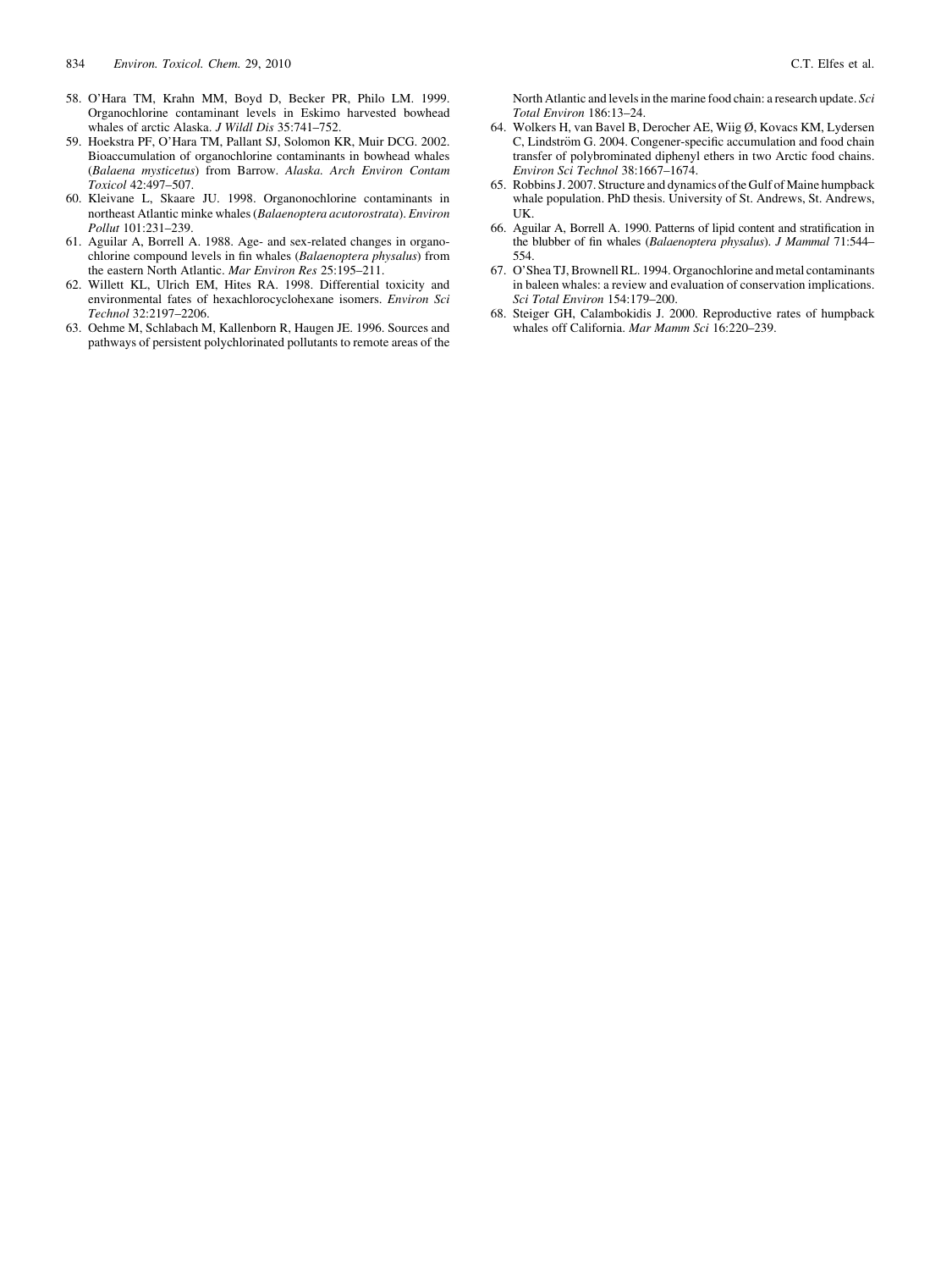58. O'Hara TM, Krahn MM, Boyd D, Becker PR, Philo LM. 1999. Organochlorine contaminant levels in Eskimo harvested bowhead whales of arctic Alaska. *J Wildl Dis* 35:741–752.
59. Hoekstra PF, O'Hara TM, Pallant SJ, Solomon KR, Muir DCG. 2002. Bioaccumulation of organochlorine contaminants in bowhead whales (*Balaena mysticetus*) from Barrow. *Alaska. Arch Environ Contam Toxicol* 42:497–507.
60. Kleivane L, Skaare JU. 1998. Organonochlorine contaminants in northeast Atlantic minke whales (*Balaenoptera acutorostrata*). *Environ Pollut* 101:231–239.
61. Aguilar A, Borrell A. 1988. Age- and sex-related changes in organochlorine compound levels in fin whales (*Balaenoptera physalus*) from the eastern North Atlantic. *Mar Environ Res* 25:195–211.
62. Willett KL, Ulrich EM, Hites RA. 1998. Differential toxicity and environmental fates of hexachlorocyclohexane isomers. *Environ Sci Technol* 32:2197–2206.
63. Oehme M, Schlabach M, Kallenborn R, Haugen JE. 1996. Sources and pathways of persistent polychlorinated pollutants to remote areas of the North Atlantic and levels in the marine food chain: a research update. *Sci Total Environ* 186:13–24.
64. Wolkers H, van Bavel B, Derocher AE, Wiig Ø, Kovacs KM, Lydersen C, Lindström G. 2004. Congener-specific accumulation and food chain transfer of polybrominated diphenyl ethers in two Arctic food chains. *Environ Sci Technol* 38:1667–1674.
65. Robbins J. 2007. Structure and dynamics of the Gulf of Maine humpback whale population. PhD thesis. University of St. Andrews, St. Andrews, UK.
66. Aguilar A, Borrell A. 1990. Patterns of lipid content and stratification in the blubber of fin whales (*Balaenoptera physalus*). *J Mammal* 71:544–554.
67. O'Shea TJ, Brownell RL. 1994. Organochlorine and metal contaminants in baleen whales: a review and evaluation of conservation implications. *Sci Total Environ* 154:179–200.
68. Steiger GH, Calambokidis J. 2000. Reproductive rates of humpback whales off California. *Mar Mamm Sci* 16:220–239.